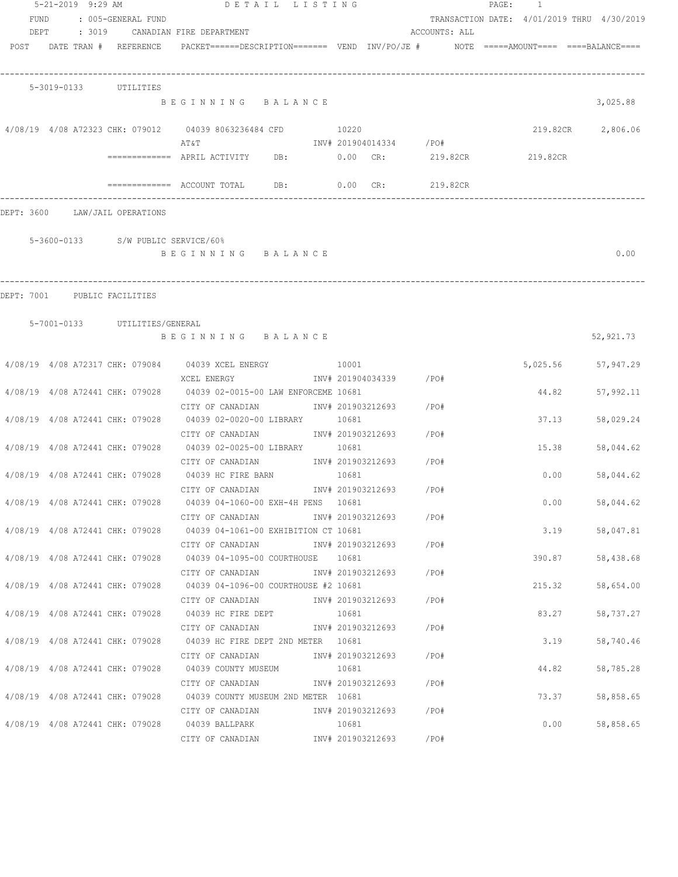5-21-2019 9:29 AM    DETAIL LISTING    PAGE: 1

FUND : 005-GENERAL FUND    TRANSACTION DATE: 4/01/2019 THRU 4/30/2019

DEPT : 3019 CANADIAN FIRE DEPARTMENT    ACCOUNTS: ALL

| POST | DATE | TRAN # | REFERENCE | PACKET======DESCRIPTION======= | VEND | INV/PO/JE # | NOTE | =====AMOUNT==== | ====BALANCE==== |
|---|---|---|---|---|---|---|---|---|---|
| **5-3019-0133 UTILITIES** | | | | | | | | | |
| | | | | BEGINNING BALANCE | | | | | 3,025.88 |
| 4/08/19 | 4/08 | A72323 | CHK: 079012 | 04039 8063236484 CFD | 10220 | | | 219.82CR | 2,806.06 |
| | | | | AT&T | | INV# 201904014334 | /PO# | | |
| | | | | ============= APRIL ACTIVITY DB: 0.00 CR: 219.82CR | | | | 219.82CR | |
| | | | | ============= ACCOUNT TOTAL DB: 0.00 CR: 219.82CR | | | | | |

DEPT: 3600 LAW/JAIL OPERATIONS

| POST | DATE | TRAN # | REFERENCE | PACKET======DESCRIPTION======= | VEND | INV/PO/JE # | NOTE | =====AMOUNT==== | ====BALANCE==== |
|---|---|---|---|---|---|---|---|---|---|
| **5-3600-0133 S/W PUBLIC SERVICE/60%** | | | | | | | | | |
| | | | | BEGINNING BALANCE | | | | | 0.00 |

DEPT: 7001 PUBLIC FACILITIES

| POST | DATE | TRAN # | REFERENCE | PACKET======DESCRIPTION======= | VEND | INV/PO/JE # | NOTE | =====AMOUNT==== | ====BALANCE==== |
|---|---|---|---|---|---|---|---|---|---|
| **5-7001-0133 UTILITIES/GENERAL** | | | | | | | | | |
| | | | | BEGINNING BALANCE | | | | | 52,921.73 |
| 4/08/19 | 4/08 | A72317 | CHK: 079084 | 04039 XCEL ENERGY | 10001 | | | 5,025.56 | 57,947.29 |
| | | | | XCEL ENERGY | | INV# 201904034339 | /PO# | | |
| 4/08/19 | 4/08 | A72441 | CHK: 079028 | 04039 02-0015-00 LAW ENFORCEME | 10681 | | | 44.82 | 57,992.11 |
| | | | | CITY OF CANADIAN | | INV# 201903212693 | /PO# | | |
| 4/08/19 | 4/08 | A72441 | CHK: 079028 | 04039 02-0020-00 LIBRARY | 10681 | | | 37.13 | 58,029.24 |
| | | | | CITY OF CANADIAN | | INV# 201903212693 | /PO# | | |
| 4/08/19 | 4/08 | A72441 | CHK: 079028 | 04039 02-0025-00 LIBRARY | 10681 | | | 15.38 | 58,044.62 |
| | | | | CITY OF CANADIAN | | INV# 201903212693 | /PO# | | |
| 4/08/19 | 4/08 | A72441 | CHK: 079028 | 04039 HC FIRE BARN | 10681 | | | 0.00 | 58,044.62 |
| | | | | CITY OF CANADIAN | | INV# 201903212693 | /PO# | | |
| 4/08/19 | 4/08 | A72441 | CHK: 079028 | 04039 04-1060-00 EXH-4H PENS | 10681 | | | 0.00 | 58,044.62 |
| | | | | CITY OF CANADIAN | | INV# 201903212693 | /PO# | | |
| 4/08/19 | 4/08 | A72441 | CHK: 079028 | 04039 04-1061-00 EXHIBITION CT | 10681 | | | 3.19 | 58,047.81 |
| | | | | CITY OF CANADIAN | | INV# 201903212693 | /PO# | | |
| 4/08/19 | 4/08 | A72441 | CHK: 079028 | 04039 04-1095-00 COURTHOUSE | 10681 | | | 390.87 | 58,438.68 |
| | | | | CITY OF CANADIAN | | INV# 201903212693 | /PO# | | |
| 4/08/19 | 4/08 | A72441 | CHK: 079028 | 04039 04-1096-00 COURTHOUSE #2 | 10681 | | | 215.32 | 58,654.00 |
| | | | | CITY OF CANADIAN | | INV# 201903212693 | /PO# | | |
| 4/08/19 | 4/08 | A72441 | CHK: 079028 | 04039 HC FIRE DEPT | 10681 | | | 83.27 | 58,737.27 |
| | | | | CITY OF CANADIAN | | INV# 201903212693 | /PO# | | |
| 4/08/19 | 4/08 | A72441 | CHK: 079028 | 04039 HC FIRE DEPT 2ND METER | 10681 | | | 3.19 | 58,740.46 |
| | | | | CITY OF CANADIAN | | INV# 201903212693 | /PO# | | |
| 4/08/19 | 4/08 | A72441 | CHK: 079028 | 04039 COUNTY MUSEUM | 10681 | | | 44.82 | 58,785.28 |
| | | | | CITY OF CANADIAN | | INV# 201903212693 | /PO# | | |
| 4/08/19 | 4/08 | A72441 | CHK: 079028 | 04039 COUNTY MUSEUM 2ND METER | 10681 | | | 73.37 | 58,858.65 |
| | | | | CITY OF CANADIAN | | INV# 201903212693 | /PO# | | |
| 4/08/19 | 4/08 | A72441 | CHK: 079028 | 04039 BALLPARK | 10681 | | | 0.00 | 58,858.65 |
| | | | | CITY OF CANADIAN | | INV# 201903212693 | /PO# | | |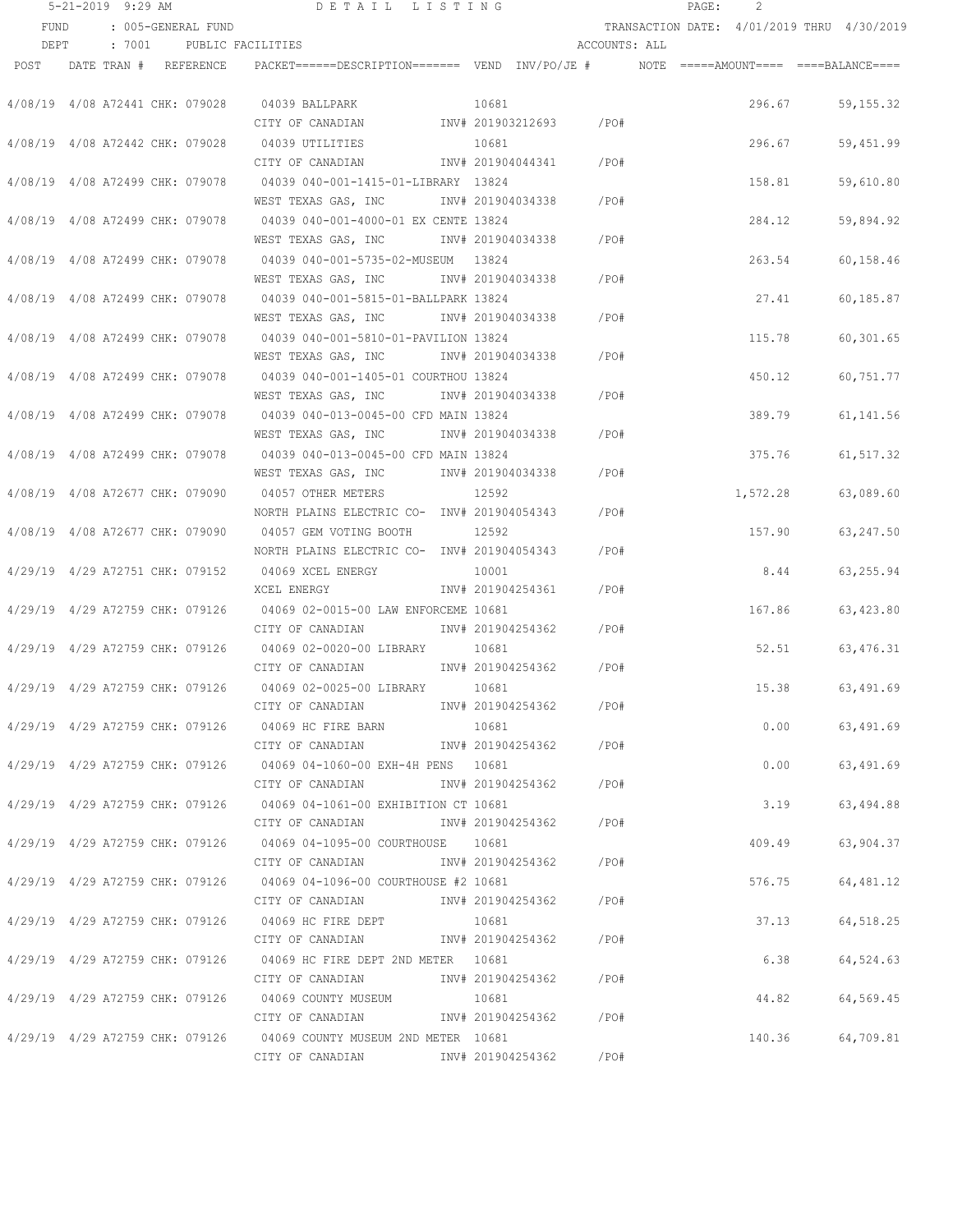5-21-2019 9:29 AM DETAIL LISTING

FUND : 005-GENERAL FUND TRANSACTION DATE: 4/01/2019 THRU 4/30/2019

DEPT : 7001 PUBLIC FACILITIES ACCOUNTS: ALL

| POST | DATE TRAN # | REFERENCE | PACKET======DESCRIPTION======= | VEND | INV/PO/JE # | NOTE | =====AMOUNT==== | ====BALANCE==== |
|---|---|---|---|---|---|---|---|---|
| 4/08/19 | 4/08 A72441 | CHK: 079028 | 04039 BALLPARK | 10681 | | | 296.67 | 59,155.32 |
| | | | CITY OF CANADIAN | | INV# 201903212693 | /PO# | | |
| 4/08/19 | 4/08 A72442 | CHK: 079028 | 04039 UTILITIES | 10681 | | | 296.67 | 59,451.99 |
| | | | CITY OF CANADIAN | | INV# 201904044341 | /PO# | | |
| 4/08/19 | 4/08 A72499 | CHK: 079078 | 04039 040-001-1415-01-LIBRARY | 13824 | | | 158.81 | 59,610.80 |
| | | | WEST TEXAS GAS, INC | | INV# 201904034338 | /PO# | | |
| 4/08/19 | 4/08 A72499 | CHK: 079078 | 04039 040-001-4000-01 EX CENTE | 13824 | | | 284.12 | 59,894.92 |
| | | | WEST TEXAS GAS, INC | | INV# 201904034338 | /PO# | | |
| 4/08/19 | 4/08 A72499 | CHK: 079078 | 04039 040-001-5735-02-MUSEUM | 13824 | | | 263.54 | 60,158.46 |
| | | | WEST TEXAS GAS, INC | | INV# 201904034338 | /PO# | | |
| 4/08/19 | 4/08 A72499 | CHK: 079078 | 04039 040-001-5815-01-BALLPARK | 13824 | | | 27.41 | 60,185.87 |
| | | | WEST TEXAS GAS, INC | | INV# 201904034338 | /PO# | | |
| 4/08/19 | 4/08 A72499 | CHK: 079078 | 04039 040-001-5810-01-PAVILION | 13824 | | | 115.78 | 60,301.65 |
| | | | WEST TEXAS GAS, INC | | INV# 201904034338 | /PO# | | |
| 4/08/19 | 4/08 A72499 | CHK: 079078 | 04039 040-001-1405-01 COURTHOU | 13824 | | | 450.12 | 60,751.77 |
| | | | WEST TEXAS GAS, INC | | INV# 201904034338 | /PO# | | |
| 4/08/19 | 4/08 A72499 | CHK: 079078 | 04039 040-013-0045-00 CFD MAIN | 13824 | | | 389.79 | 61,141.56 |
| | | | WEST TEXAS GAS, INC | | INV# 201904034338 | /PO# | | |
| 4/08/19 | 4/08 A72499 | CHK: 079078 | 04039 040-013-0045-00 CFD MAIN | 13824 | | | 375.76 | 61,517.32 |
| | | | WEST TEXAS GAS, INC | | INV# 201904034338 | /PO# | | |
| 4/08/19 | 4/08 A72677 | CHK: 079090 | 04057 OTHER METERS | 12592 | | | 1,572.28 | 63,089.60 |
| | | | NORTH PLAINS ELECTRIC CO- | | INV# 201904054343 | /PO# | | |
| 4/08/19 | 4/08 A72677 | CHK: 079090 | 04057 GEM VOTING BOOTH | 12592 | | | 157.90 | 63,247.50 |
| | | | NORTH PLAINS ELECTRIC CO- | | INV# 201904054343 | /PO# | | |
| 4/29/19 | 4/29 A72751 | CHK: 079152 | 04069 XCEL ENERGY | 10001 | | | 8.44 | 63,255.94 |
| | | | XCEL ENERGY | | INV# 201904254361 | /PO# | | |
| 4/29/19 | 4/29 A72759 | CHK: 079126 | 04069 02-0015-00 LAW ENFORCEME | 10681 | | | 167.86 | 63,423.80 |
| | | | CITY OF CANADIAN | | INV# 201904254362 | /PO# | | |
| 4/29/19 | 4/29 A72759 | CHK: 079126 | 04069 02-0020-00 LIBRARY | 10681 | | | 52.51 | 63,476.31 |
| | | | CITY OF CANADIAN | | INV# 201904254362 | /PO# | | |
| 4/29/19 | 4/29 A72759 | CHK: 079126 | 04069 02-0025-00 LIBRARY | 10681 | | | 15.38 | 63,491.69 |
| | | | CITY OF CANADIAN | | INV# 201904254362 | /PO# | | |
| 4/29/19 | 4/29 A72759 | CHK: 079126 | 04069 HC FIRE BARN | 10681 | | | 0.00 | 63,491.69 |
| | | | CITY OF CANADIAN | | INV# 201904254362 | /PO# | | |
| 4/29/19 | 4/29 A72759 | CHK: 079126 | 04069 04-1060-00 EXH-4H PENS | 10681 | | | 0.00 | 63,491.69 |
| | | | CITY OF CANADIAN | | INV# 201904254362 | /PO# | | |
| 4/29/19 | 4/29 A72759 | CHK: 079126 | 04069 04-1061-00 EXHIBITION CT | 10681 | | | 3.19 | 63,494.88 |
| | | | CITY OF CANADIAN | | INV# 201904254362 | /PO# | | |
| 4/29/19 | 4/29 A72759 | CHK: 079126 | 04069 04-1095-00 COURTHOUSE | 10681 | | | 409.49 | 63,904.37 |
| | | | CITY OF CANADIAN | | INV# 201904254362 | /PO# | | |
| 4/29/19 | 4/29 A72759 | CHK: 079126 | 04069 04-1096-00 COURTHOUSE #2 | 10681 | | | 576.75 | 64,481.12 |
| | | | CITY OF CANADIAN | | INV# 201904254362 | /PO# | | |
| 4/29/19 | 4/29 A72759 | CHK: 079126 | 04069 HC FIRE DEPT | 10681 | | | 37.13 | 64,518.25 |
| | | | CITY OF CANADIAN | | INV# 201904254362 | /PO# | | |
| 4/29/19 | 4/29 A72759 | CHK: 079126 | 04069 HC FIRE DEPT 2ND METER | 10681 | | | 6.38 | 64,524.63 |
| | | | CITY OF CANADIAN | | INV# 201904254362 | /PO# | | |
| 4/29/19 | 4/29 A72759 | CHK: 079126 | 04069 COUNTY MUSEUM | 10681 | | | 44.82 | 64,569.45 |
| | | | CITY OF CANADIAN | | INV# 201904254362 | /PO# | | |
| 4/29/19 | 4/29 A72759 | CHK: 079126 | 04069 COUNTY MUSEUM 2ND METER | 10681 | | | 140.36 | 64,709.81 |
| | | | CITY OF CANADIAN | | INV# 201904254362 | /PO# | | |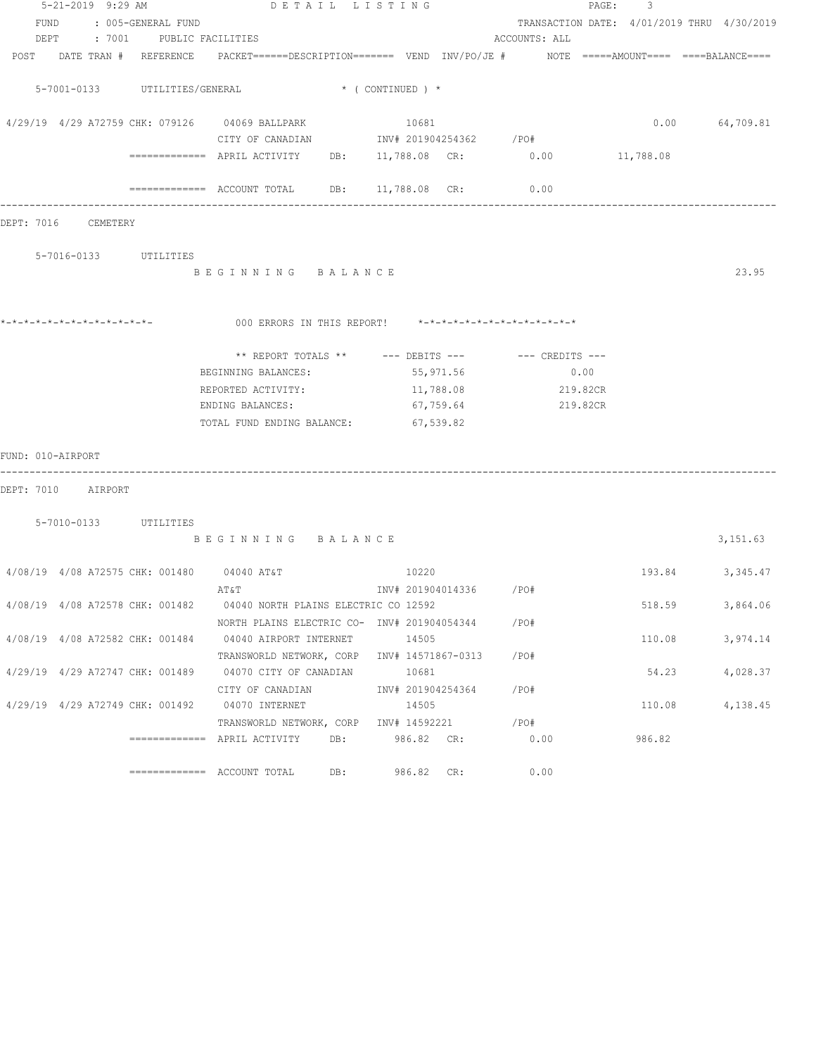5-21-2019 9:29 AM — DETAIL LISTING

FUND : 005-GENERAL FUND — TRANSACTION DATE: 4/01/2019 THRU 4/30/2019

DEPT : 7001 PUBLIC FACILITIES — ACCOUNTS: ALL

| POST | DATE | TRAN # | REFERENCE | PACKET======DESCRIPTION======= | VEND | INV/PO/JE # | NOTE | =====AMOUNT==== | ====BALANCE==== |
|---|---|---|---|---|---|---|---|---|---|

5-7001-0133 UTILITIES/GENERAL * ( CONTINUED ) *

| POST | DATE | TRAN # | REFERENCE | PACKET / DESCRIPTION | VEND | INV/PO/JE # | NOTE | AMOUNT | BALANCE |
|---|---|---|---|---|---|---|---|---|---|
| 4/29/19 | 4/29 | A72759 | CHK: 079126 | 04069 BALLPARK | 10681 | | | 0.00 | 64,709.81 |
| | | | | CITY OF CANADIAN | | INV# 201904254362 /PO# | | | |

============= APRIL ACTIVITY DB: 11,788.08 CR: 0.00 11,788.08

============= ACCOUNT TOTAL DB: 11,788.08 CR: 0.00

DEPT: 7016 CEMETERY

5-7016-0133 UTILITIES

B E G I N N I N G B A L A N C E — 23.95

*-*-*-*-*-*-*-*-*-*-*-*-*- 000 ERRORS IN THIS REPORT! *-*-*-*-*-*-*-*-*-*-*-*-*-*

| ** REPORT TOTALS ** | --- DEBITS --- | --- CREDITS --- |
|---|---|---|
| BEGINNING BALANCES: | 55,971.56 | 0.00 |
| REPORTED ACTIVITY: | 11,788.08 | 219.82CR |
| ENDING BALANCES: | 67,759.64 | 219.82CR |
| TOTAL FUND ENDING BALANCE: | 67,539.82 | |

FUND: 010-AIRPORT

DEPT: 7010 AIRPORT

5-7010-0133 UTILITIES

B E G I N N I N G B A L A N C E — 3,151.63

| POST | DATE | TRAN # | REFERENCE | PACKET / DESCRIPTION | VEND | INV/PO/JE # | NOTE | AMOUNT | BALANCE |
|---|---|---|---|---|---|---|---|---|---|
| 4/08/19 | 4/08 | A72575 | CHK: 001480 | 04040 AT&T | 10220 | | | 193.84 | 3,345.47 |
| | | | | AT&T | | INV# 201904014336 /PO# | | | |
| 4/08/19 | 4/08 | A72578 | CHK: 001482 | 04040 NORTH PLAINS ELECTRIC CO | 12592 | | | 518.59 | 3,864.06 |
| | | | | NORTH PLAINS ELECTRIC CO- | | INV# 201904054344 /PO# | | | |
| 4/08/19 | 4/08 | A72582 | CHK: 001484 | 04040 AIRPORT INTERNET | 14505 | | | 110.08 | 3,974.14 |
| | | | | TRANSWORLD NETWORK, CORP | | INV# 14571867-0313 /PO# | | | |
| 4/29/19 | 4/29 | A72747 | CHK: 001489 | 04070 CITY OF CANADIAN | 10681 | | | 54.23 | 4,028.37 |
| | | | | CITY OF CANADIAN | | INV# 201904254364 /PO# | | | |
| 4/29/19 | 4/29 | A72749 | CHK: 001492 | 04070 INTERNET | 14505 | | | 110.08 | 4,138.45 |
| | | | | TRANSWORLD NETWORK, CORP | | INV# 14592221 /PO# | | | |

============= APRIL ACTIVITY DB: 986.82 CR: 0.00 986.82

============= ACCOUNT TOTAL DB: 986.82 CR: 0.00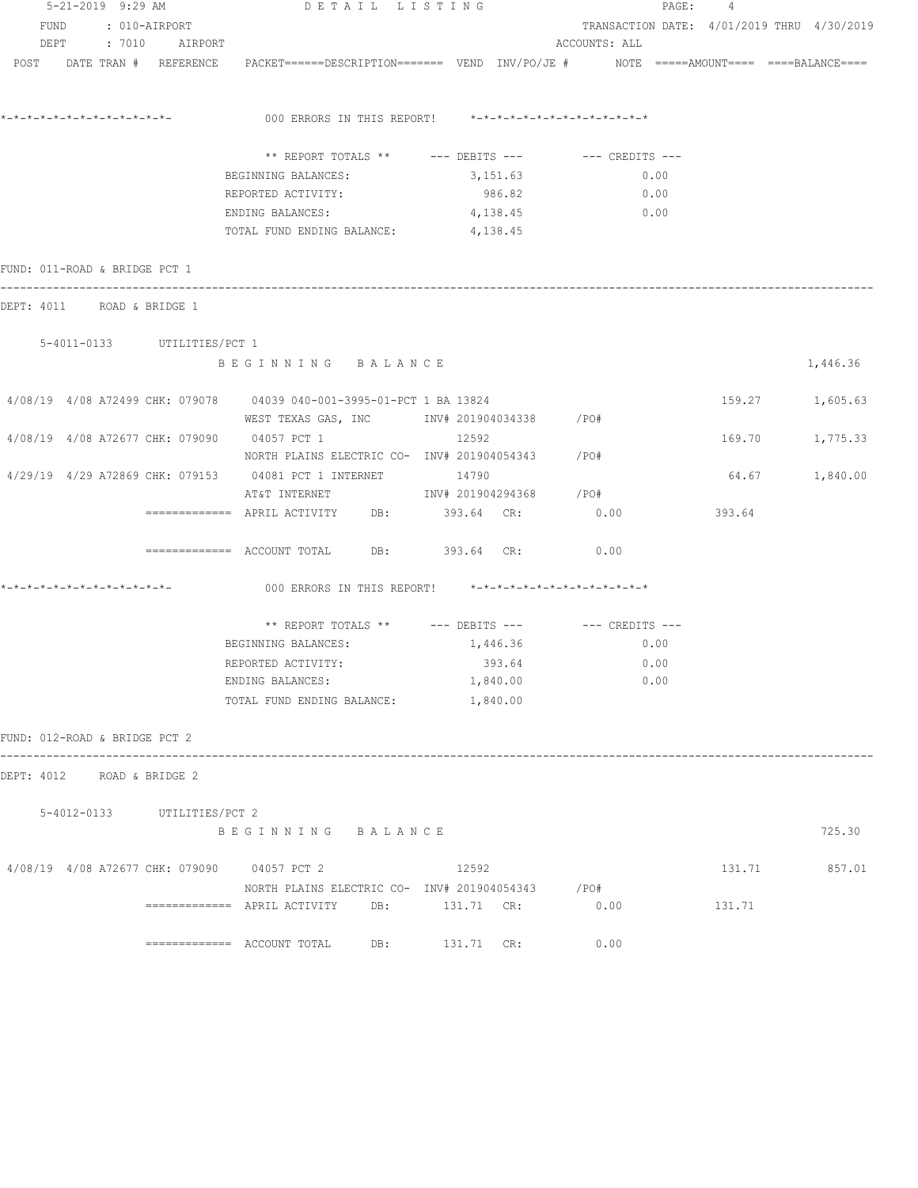5-21-2019 9:29 AM DETAIL LISTING

FUND : 010-AIRPORT TRANSACTION DATE: 4/01/2019 THRU 4/30/2019

DEPT : 7010 AIRPORT ACCOUNTS: ALL

POST DATE TRAN # REFERENCE PACKET======DESCRIPTION======= VEND INV/PO/JE # NOTE =====AMOUNT==== ====BALANCE====

*-*-*-*-*-*-*-*-*-*-*-*-*-*- 000 ERRORS IN THIS REPORT! *-*-*-*-*-*-*-*-*-*-*-*-*-*

| ** REPORT TOTALS ** | --- DEBITS --- | --- CREDITS --- |
|---|---|---|
| BEGINNING BALANCES: | 3,151.63 | 0.00 |
| REPORTED ACTIVITY: | 986.82 | 0.00 |
| ENDING BALANCES: | 4,138.45 | 0.00 |
| TOTAL FUND ENDING BALANCE: | 4,138.45 | |

FUND: 011-ROAD & BRIDGE PCT 1

DEPT: 4011 ROAD & BRIDGE 1

5-4011-0133 UTILITIES/PCT 1

BEGINNING BALANCE 1,446.36

| POST | DATE TRAN # REFERENCE | PACKET/DESCRIPTION | VEND | INV/PO/JE # | AMOUNT | BALANCE |
|---|---|---|---|---|---|---|
| 4/08/19 | 4/08 A72499 CHK: 079078 | 04039 040-001-3995-01-PCT 1 BA 13824 WEST TEXAS GAS, INC | | INV# 201904034338 /PO# | 159.27 | 1,605.63 |
| 4/08/19 | 4/08 A72677 CHK: 079090 | 04057 PCT 1 NORTH PLAINS ELECTRIC CO- | 12592 | INV# 201904054343 /PO# | 169.70 | 1,775.33 |
| 4/29/19 | 4/29 A72869 CHK: 079153 | 04081 PCT 1 INTERNET AT&T INTERNET | 14790 | INV# 201904294368 /PO# | 64.67 | 1,840.00 |

============= APRIL ACTIVITY DB: 393.64 CR: 0.00 393.64

============= ACCOUNT TOTAL DB: 393.64 CR: 0.00

*-*-*-*-*-*-*-*-*-*-*-*-*-*- 000 ERRORS IN THIS REPORT! *-*-*-*-*-*-*-*-*-*-*-*-*-*

| ** REPORT TOTALS ** | --- DEBITS --- | --- CREDITS --- |
|---|---|---|
| BEGINNING BALANCES: | 1,446.36 | 0.00 |
| REPORTED ACTIVITY: | 393.64 | 0.00 |
| ENDING BALANCES: | 1,840.00 | 0.00 |
| TOTAL FUND ENDING BALANCE: | 1,840.00 | |

FUND: 012-ROAD & BRIDGE PCT 2

DEPT: 4012 ROAD & BRIDGE 2

5-4012-0133 UTILITIES/PCT 2

BEGINNING BALANCE 725.30

| POST | DATE TRAN # REFERENCE | PACKET/DESCRIPTION | VEND | INV/PO/JE # | AMOUNT | BALANCE |
|---|---|---|---|---|---|---|
| 4/08/19 | 4/08 A72677 CHK: 079090 | 04057 PCT 2 NORTH PLAINS ELECTRIC CO- | 12592 | INV# 201904054343 /PO# | 131.71 | 857.01 |

============= APRIL ACTIVITY DB: 131.71 CR: 0.00 131.71

============= ACCOUNT TOTAL DB: 131.71 CR: 0.00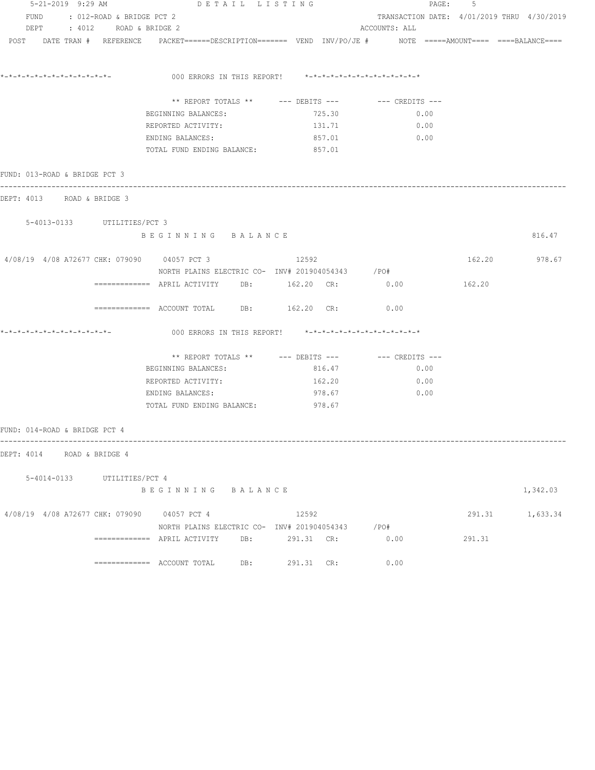5-21-2019 9:29 AM DETAIL LISTING PAGE: 5

FUND : 012-ROAD & BRIDGE PCT 2 TRANSACTION DATE: 4/01/2019 THRU 4/30/2019

DEPT : 4012 ROAD & BRIDGE 2 ACCOUNTS: ALL

POST DATE TRAN # REFERENCE PACKET======DESCRIPTION======= VEND INV/PO/JE # NOTE =====AMOUNT==== ====BALANCE====

*-*-*-*-*-*-*-*-*-*-*-*-*-*- 000 ERRORS IN THIS REPORT! *-*-*-*-*-*-*-*-*-*-*-*-*-*

| ** REPORT TOTALS ** | --- DEBITS --- | --- CREDITS --- |
|---|---|---|
| BEGINNING BALANCES: | 725.30 | 0.00 |
| REPORTED ACTIVITY: | 131.71 | 0.00 |
| ENDING BALANCES: | 857.01 | 0.00 |
| TOTAL FUND ENDING BALANCE: | 857.01 | |

FUND: 013-ROAD & BRIDGE PCT 3

DEPT: 4013 ROAD & BRIDGE 3

5-4013-0133 UTILITIES/PCT 3

B E G I N N I N G B A L A N C E 816.47

4/08/19 4/08 A72677 CHK: 079090 04057 PCT 3 12592 162.20 978.67

NORTH PLAINS ELECTRIC CO- INV# 201904054343 /PO#

============= APRIL ACTIVITY DB: 162.20 CR: 0.00 162.20

============= ACCOUNT TOTAL DB: 162.20 CR: 0.00

*-*-*-*-*-*-*-*-*-*-*-*-*-*- 000 ERRORS IN THIS REPORT! *-*-*-*-*-*-*-*-*-*-*-*-*-*

| ** REPORT TOTALS ** | --- DEBITS --- | --- CREDITS --- |
|---|---|---|
| BEGINNING BALANCES: | 816.47 | 0.00 |
| REPORTED ACTIVITY: | 162.20 | 0.00 |
| ENDING BALANCES: | 978.67 | 0.00 |
| TOTAL FUND ENDING BALANCE: | 978.67 | |

FUND: 014-ROAD & BRIDGE PCT 4

DEPT: 4014 ROAD & BRIDGE 4

5-4014-0133 UTILITIES/PCT 4

B E G I N N I N G B A L A N C E 1,342.03

4/08/19 4/08 A72677 CHK: 079090 04057 PCT 4 12592 291.31 1,633.34

NORTH PLAINS ELECTRIC CO- INV# 201904054343 /PO#

============= APRIL ACTIVITY DB: 291.31 CR: 0.00 291.31

============= ACCOUNT TOTAL DB: 291.31 CR: 0.00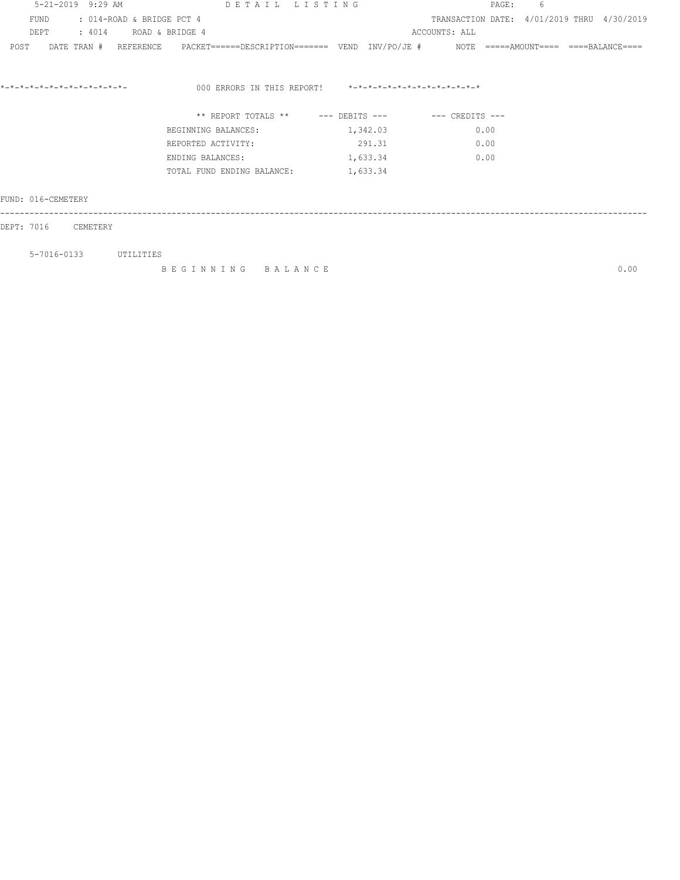5-21-2019 9:29 AM DETAIL LISTING

FUND : 014-ROAD & BRIDGE PCT 4 TRANSACTION DATE: 4/01/2019 THRU 4/30/2019

DEPT : 4014 ROAD & BRIDGE 4 ACCOUNTS: ALL

POST DATE TRAN # REFERENCE PACKET======DESCRIPTION======= VEND INV/PO/JE # NOTE =====AMOUNT==== ====BALANCE====

*-*-*-*-*-*-*-*-*-*-*-*-*-*- 000 ERRORS IN THIS REPORT! *-*-*-*-*-*-*-*-*-*-*-*-*-*

| ** REPORT TOTALS ** | --- DEBITS --- | --- CREDITS --- |
|---|---|---|
| BEGINNING BALANCES: | 1,342.03 | 0.00 |
| REPORTED ACTIVITY: | 291.31 | 0.00 |
| ENDING BALANCES: | 1,633.34 | 0.00 |
| TOTAL FUND ENDING BALANCE: | 1,633.34 | |

FUND: 016-CEMETERY

---

DEPT: 7016 CEMETERY

5-7016-0133 UTILITIES

B E G I N N I N G B A L A N C E 0.00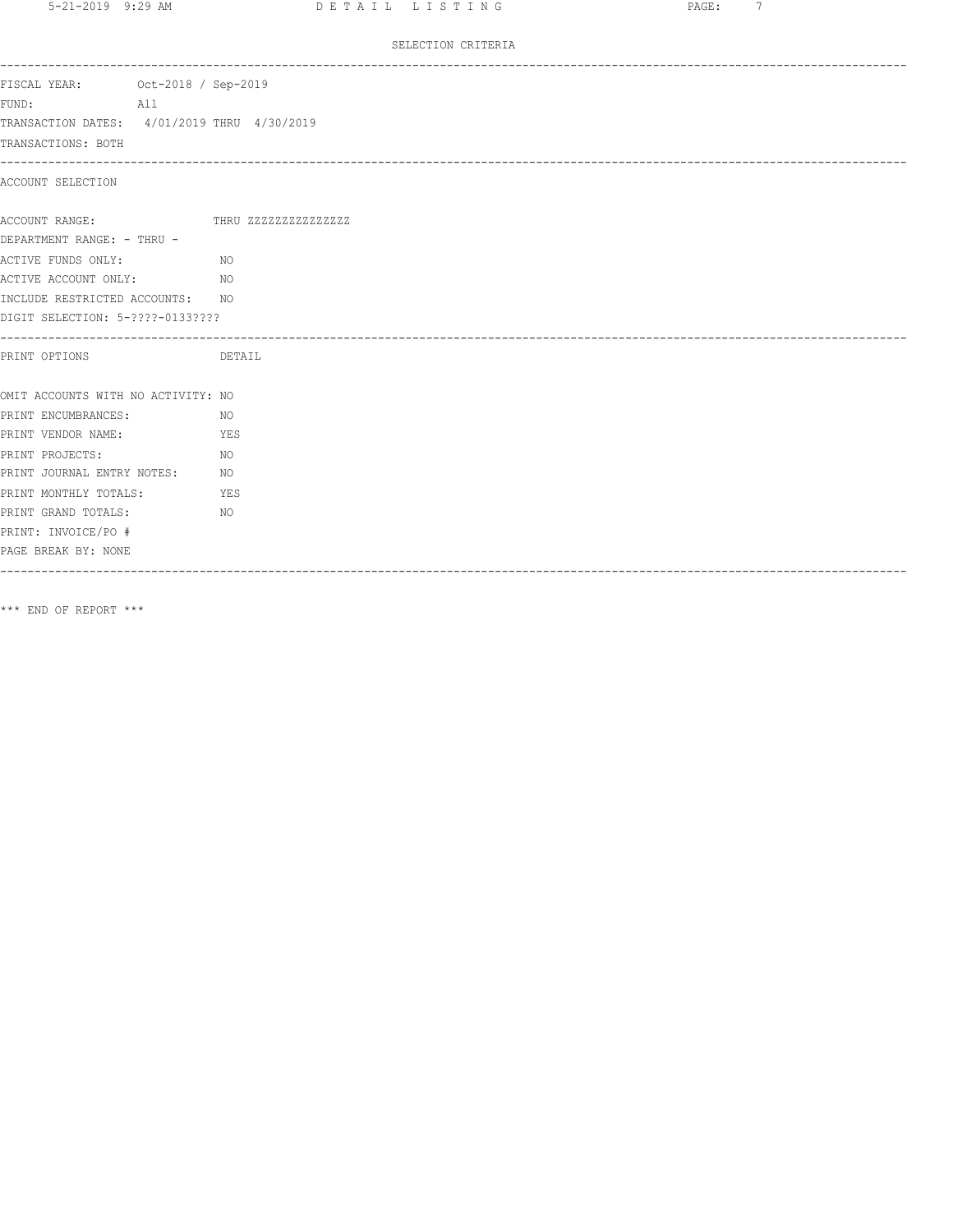SELECTION CRITERIA

---

FISCAL YEAR: Oct-2018 / Sep-2019
FUND: All
TRANSACTION DATES: 4/01/2019 THRU 4/30/2019
TRANSACTIONS: BOTH

---

ACCOUNT SELECTION

ACCOUNT RANGE: THRU ZZZZZZZZZZZZZZZ
DEPARTMENT RANGE: - THRU -
ACTIVE FUNDS ONLY: NO
ACTIVE ACCOUNT ONLY: NO
INCLUDE RESTRICTED ACCOUNTS: NO
DIGIT SELECTION: 5-????-0133????

---

PRINT OPTIONS DETAIL

OMIT ACCOUNTS WITH NO ACTIVITY: NO
PRINT ENCUMBRANCES: NO
PRINT VENDOR NAME: YES
PRINT PROJECTS: NO
PRINT JOURNAL ENTRY NOTES: NO
PRINT MONTHLY TOTALS: YES
PRINT GRAND TOTALS: NO
PRINT: INVOICE/PO #
PAGE BREAK BY: NONE

---

*** END OF REPORT ***